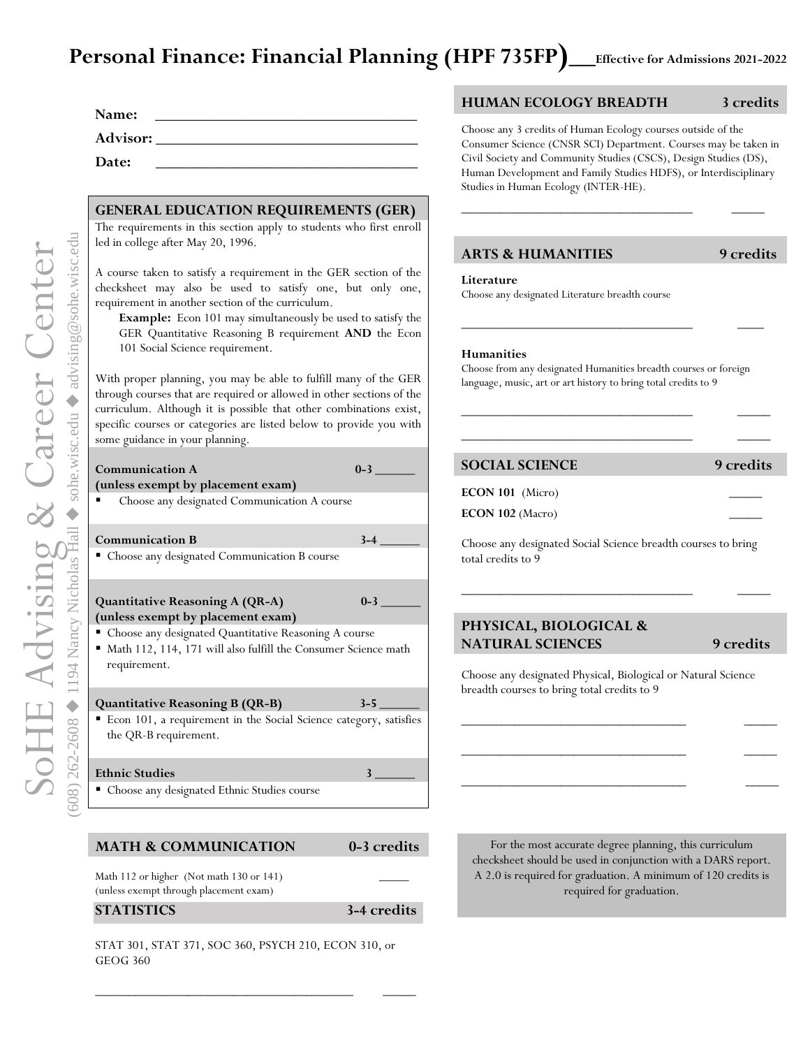# Personal Finance: Financial Planning (HPF 735FP)__Effective for Admissions 2021-2022

**Name:** ___________________________________

**Advisor:** ___________________________________

**Date:** ___________________________________

SoHE Advising & Career Center

(608) 262-2608 ◆ 1194 Nancy Nicholas Hall ◆ sohe.wisc.edu ◆ advising@sohe.wisc.edu

## GENERAL EDUCATION REQUIREMENTS (GER)

The requirements in this section apply to students who first enroll led in college after May 20, 1996.

A course taken to satisfy a requirement in the GER section of the checksheet may also be used to satisfy one, but only one, requirement in another section of the curriculum.

**Example:** Econ 101 may simultaneously be used to satisfy the GER Quantitative Reasoning B requirement **AND** the Econ 101 Social Science requirement.

With proper planning, you may be able to fulfill many of the GER through courses that are required or allowed in other sections of the curriculum. Although it is possible that other combinations exist, specific courses or categories are listed below to provide you with some guidance in your planning.

**Communication A** 0-3 ______
**(unless exempt by placement exam)**

- Choose any designated Communication A course

**Communication B** 3-4 ______

- Choose any designated Communication B course

**Quantitative Reasoning A (QR-A)** 0-3 ______
**(unless exempt by placement exam)**

- Choose any designated Quantitative Reasoning A course
- Math 112, 114, 171 will also fulfill the Consumer Science math requirement.

**Quantitative Reasoning B (QR-B)** 3-5 ______

- Econ 101, a requirement in the Social Science category, satisfies the QR-B requirement.

**Ethnic Studies** 3 ______

- Choose any designated Ethnic Studies course

## MATH & COMMUNICATION 0-3 credits

Math 112 or higher (Not math 130 or 141) _____
(unless exempt through placement exam)

## STATISTICS 3-4 credits

STAT 301, STAT 371, SOC 360, PSYCH 210, ECON 310, or GEOG 360

___________________________________ _____

## HUMAN ECOLOGY BREADTH 3 credits

Choose any 3 credits of Human Ecology courses outside of the Consumer Science (CNSR SCI) Department. Courses may be taken in Civil Society and Community Studies (CSCS), Design Studies (DS), Human Development and Family Studies HDFS), or Interdisciplinary Studies in Human Ecology (INTER-HE).

___________________________________ _____

## ARTS & HUMANITIES 9 credits

**Literature**
Choose any designated Literature breadth course

___________________________________ _____

**Humanities**
Choose from any designated Humanities breadth courses or foreign language, music, art or art history to bring total credits to 9

___________________________________ _____

___________________________________ _____

## SOCIAL SCIENCE 9 credits

**ECON 101** (Micro) _____

**ECON 102** (Macro) _____

Choose any designated Social Science breadth courses to bring total credits to 9

___________________________________ _____

## PHYSICAL, BIOLOGICAL & NATURAL SCIENCES 9 credits

Choose any designated Physical, Biological or Natural Science breadth courses to bring total credits to 9

___________________________________ _____

___________________________________ _____

___________________________________ _____

For the most accurate degree planning, this curriculum checksheet should be used in conjunction with a DARS report. A 2.0 is required for graduation. A minimum of 120 credits is required for graduation.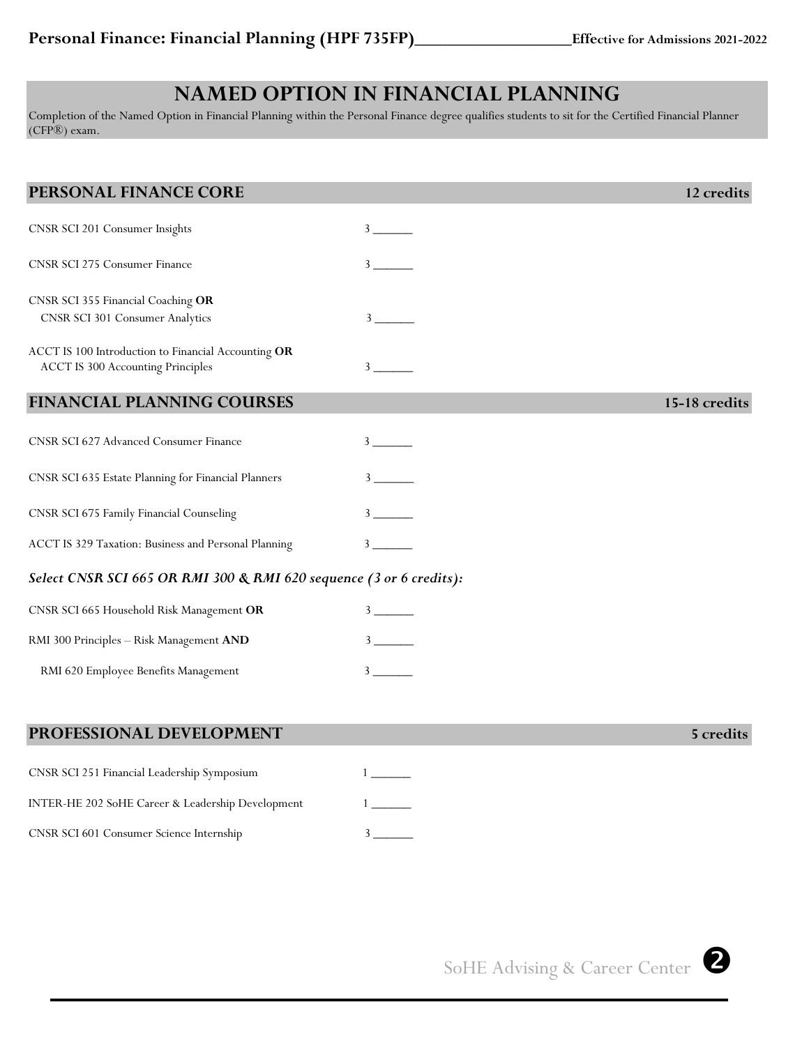# NAMED OPTION IN FINANCIAL PLANNING

Completion of the Named Option in Financial Planning within the Personal Finance degree qualifies students to sit for the Certified Financial Planner (CFP®) exam.

## PERSONAL FINANCE CORE — 12 credits

| | |
|---|---|
| CNSR SCI 201 Consumer Insights | 3 ______ |
| CNSR SCI 275 Consumer Finance | 3 ______ |
| CNSR SCI 355 Financial Coaching **OR** CNSR SCI 301 Consumer Analytics | 3 ______ |
| ACCT IS 100 Introduction to Financial Accounting **OR** ACCT IS 300 Accounting Principles | 3 ______ |

## FINANCIAL PLANNING COURSES — 15-18 credits

| | |
|---|---|
| CNSR SCI 627 Advanced Consumer Finance | 3 ______ |
| CNSR SCI 635 Estate Planning for Financial Planners | 3 ______ |
| CNSR SCI 675 Family Financial Counseling | 3 ______ |
| ACCT IS 329 Taxation: Business and Personal Planning | 3 ______ |

***Select CNSR SCI 665 OR RMI 300 & RMI 620 sequence (3 or 6 credits):***

| | |
|---|---|
| CNSR SCI 665 Household Risk Management **OR** | 3 ______ |
| RMI 300 Principles – Risk Management **AND** | 3 ______ |
| RMI 620 Employee Benefits Management | 3 ______ |

## PROFESSIONAL DEVELOPMENT — 5 credits

| | |
|---|---|
| CNSR SCI 251 Financial Leadership Symposium | 1 ______ |
| INTER-HE 202 SoHE Career & Leadership Development | 1 ______ |
| CNSR SCI 601 Consumer Science Internship | 3 ______ |